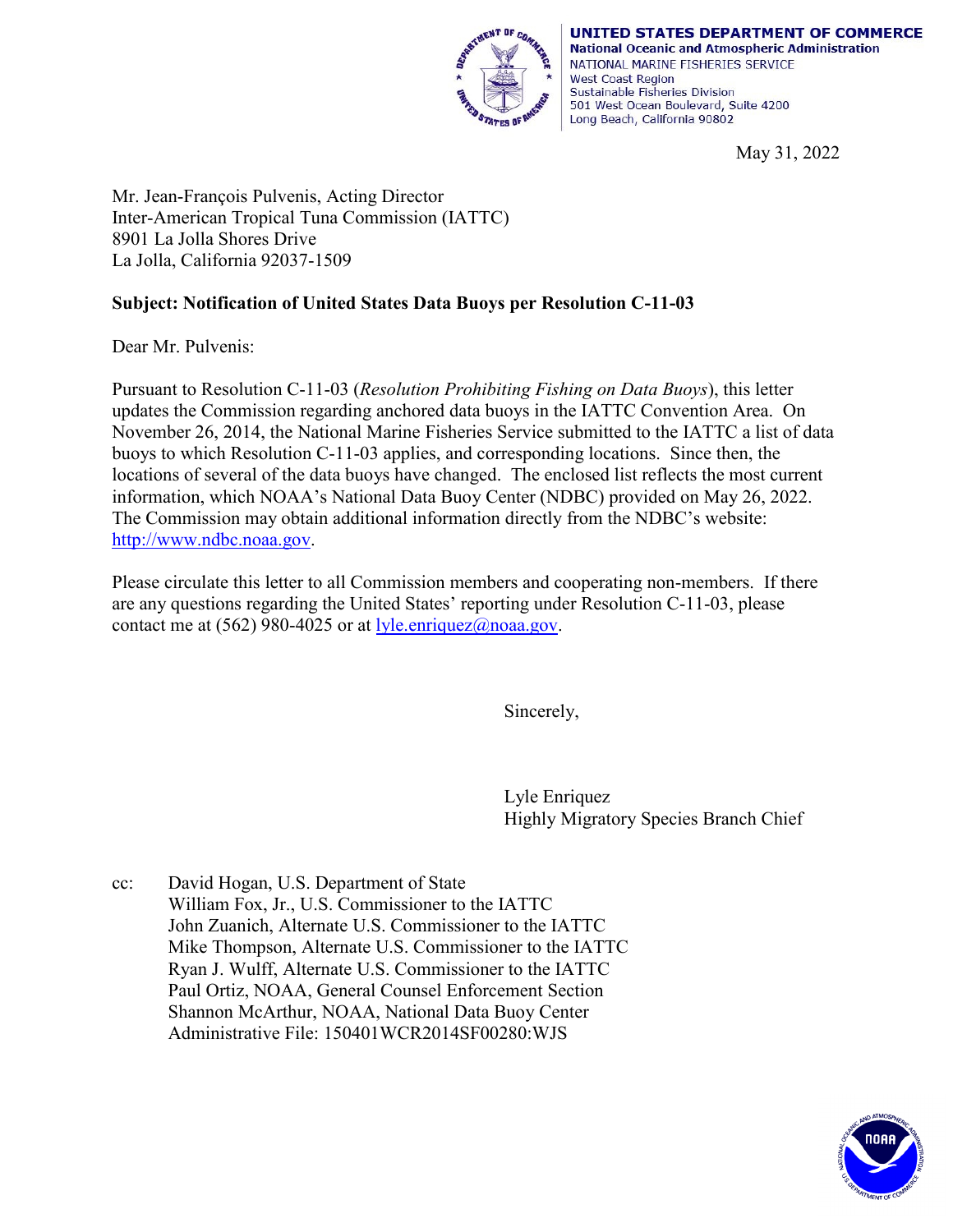UNITED STATES DEPARTMENT OF COMMERCE
National Oceanic and Atmospheric Administration
NATIONAL MARINE FISHERIES SERVICE
West Coast Region
Sustainable Fisheries Division
501 West Ocean Boulevard, Suite 4200
Long Beach, California 90802

May 31, 2022

Mr. Jean-François Pulvenis, Acting Director
Inter-American Tropical Tuna Commission (IATTC)
8901 La Jolla Shores Drive
La Jolla, California 92037-1509

**Subject: Notification of United States Data Buoys per Resolution C-11-03**

Dear Mr. Pulvenis:

Pursuant to Resolution C-11-03 (*Resolution Prohibiting Fishing on Data Buoys*), this letter updates the Commission regarding anchored data buoys in the IATTC Convention Area. On November 26, 2014, the National Marine Fisheries Service submitted to the IATTC a list of data buoys to which Resolution C-11-03 applies, and corresponding locations. Since then, the locations of several of the data buoys have changed. The enclosed list reflects the most current information, which NOAA's National Data Buoy Center (NDBC) provided on May 26, 2022. The Commission may obtain additional information directly from the NDBC's website: http://www.ndbc.noaa.gov.

Please circulate this letter to all Commission members and cooperating non-members. If there are any questions regarding the United States' reporting under Resolution C-11-03, please contact me at (562) 980-4025 or at lyle.enriquez@noaa.gov.

Sincerely,

Lyle Enriquez
Highly Migratory Species Branch Chief

cc: David Hogan, U.S. Department of State
William Fox, Jr., U.S. Commissioner to the IATTC
John Zuanich, Alternate U.S. Commissioner to the IATTC
Mike Thompson, Alternate U.S. Commissioner to the IATTC
Ryan J. Wulff, Alternate U.S. Commissioner to the IATTC
Paul Ortiz, NOAA, General Counsel Enforcement Section
Shannon McArthur, NOAA, National Data Buoy Center
Administrative File: 150401WCR2014SF00280:WJS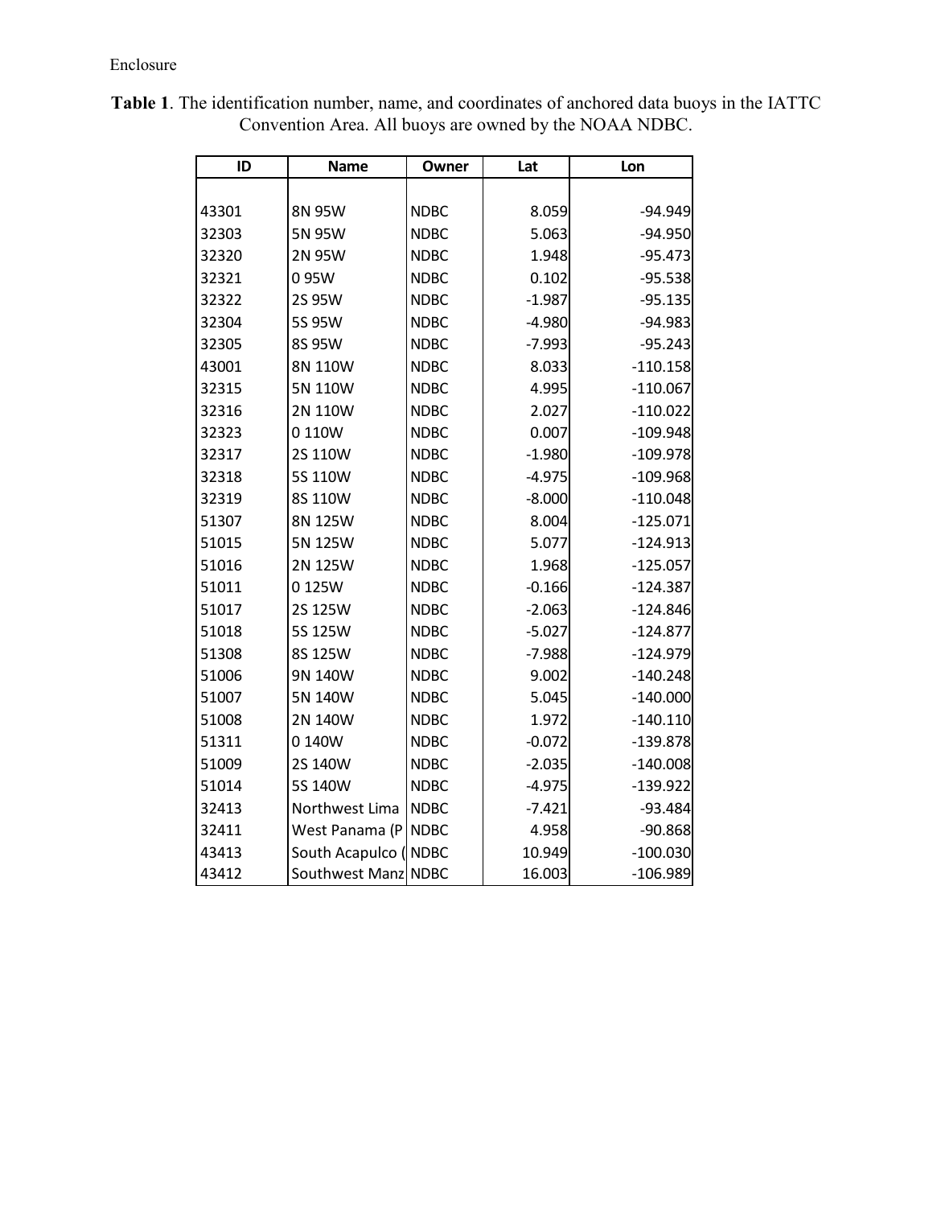Enclosure

**Table 1**. The identification number, name, and coordinates of anchored data buoys in the IATTC Convention Area. All buoys are owned by the NOAA NDBC.

| ID | Name | Owner | Lat | Lon |
|---|---|---|---|---|
| 43301 | 8N 95W | NDBC | 8.059 | -94.949 |
| 32303 | 5N 95W | NDBC | 5.063 | -94.950 |
| 32320 | 2N 95W | NDBC | 1.948 | -95.473 |
| 32321 | 0 95W | NDBC | 0.102 | -95.538 |
| 32322 | 2S 95W | NDBC | -1.987 | -95.135 |
| 32304 | 5S 95W | NDBC | -4.980 | -94.983 |
| 32305 | 8S 95W | NDBC | -7.993 | -95.243 |
| 43001 | 8N 110W | NDBC | 8.033 | -110.158 |
| 32315 | 5N 110W | NDBC | 4.995 | -110.067 |
| 32316 | 2N 110W | NDBC | 2.027 | -110.022 |
| 32323 | 0 110W | NDBC | 0.007 | -109.948 |
| 32317 | 2S 110W | NDBC | -1.980 | -109.978 |
| 32318 | 5S 110W | NDBC | -4.975 | -109.968 |
| 32319 | 8S 110W | NDBC | -8.000 | -110.048 |
| 51307 | 8N 125W | NDBC | 8.004 | -125.071 |
| 51015 | 5N 125W | NDBC | 5.077 | -124.913 |
| 51016 | 2N 125W | NDBC | 1.968 | -125.057 |
| 51011 | 0 125W | NDBC | -0.166 | -124.387 |
| 51017 | 2S 125W | NDBC | -2.063 | -124.846 |
| 51018 | 5S 125W | NDBC | -5.027 | -124.877 |
| 51308 | 8S 125W | NDBC | -7.988 | -124.979 |
| 51006 | 9N 140W | NDBC | 9.002 | -140.248 |
| 51007 | 5N 140W | NDBC | 5.045 | -140.000 |
| 51008 | 2N 140W | NDBC | 1.972 | -140.110 |
| 51311 | 0 140W | NDBC | -0.072 | -139.878 |
| 51009 | 2S 140W | NDBC | -2.035 | -140.008 |
| 51014 | 5S 140W | NDBC | -4.975 | -139.922 |
| 32413 | Northwest Lima | NDBC | -7.421 | -93.484 |
| 32411 | West Panama (P | NDBC | 4.958 | -90.868 |
| 43413 | South Acapulco ( | NDBC | 10.949 | -100.030 |
| 43412 | Southwest Manz | NDBC | 16.003 | -106.989 |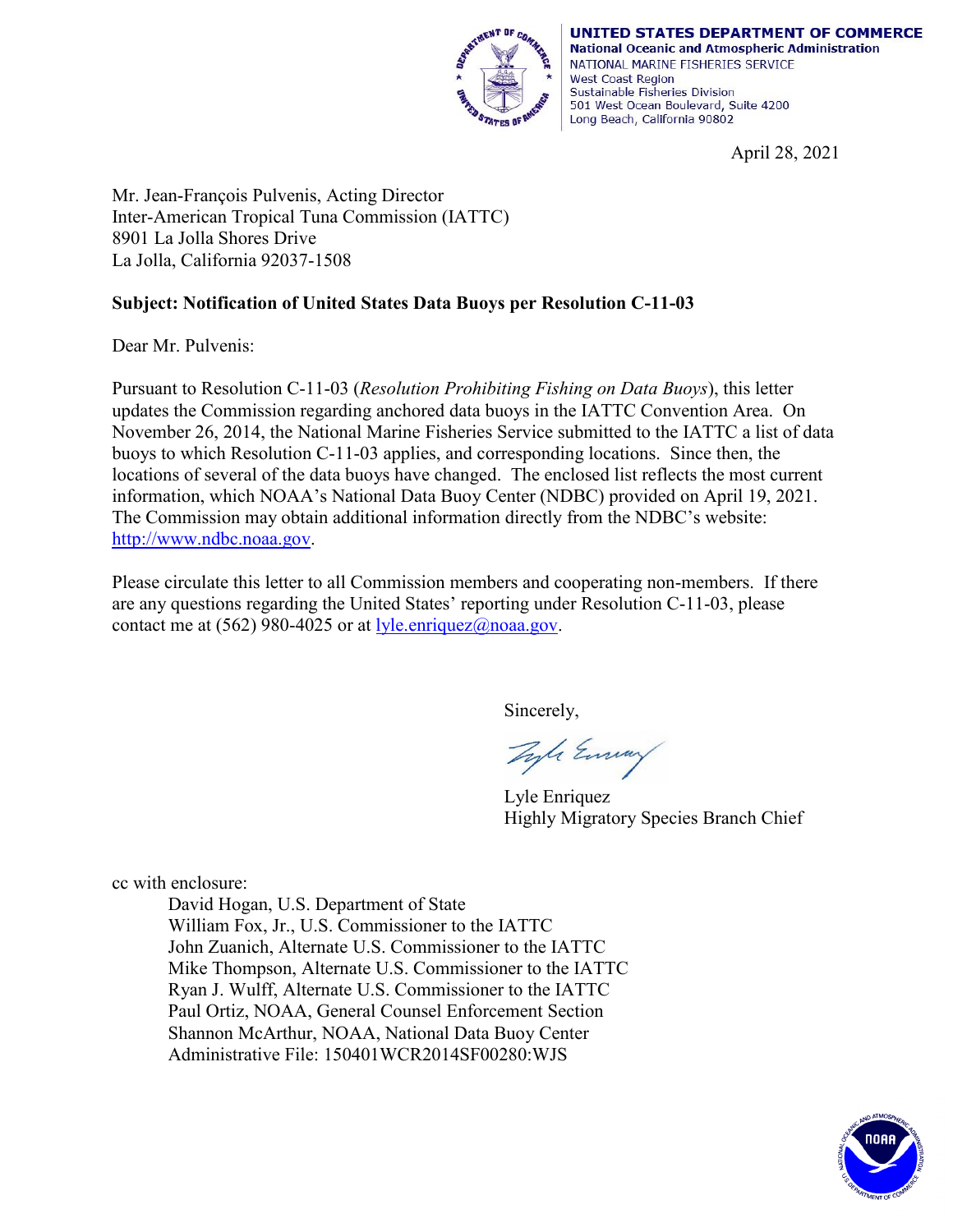UNITED STATES DEPARTMENT OF COMMERCE
National Oceanic and Atmospheric Administration
NATIONAL MARINE FISHERIES SERVICE
West Coast Region
Sustainable Fisheries Division
501 West Ocean Boulevard, Suite 4200
Long Beach, California 90802

April 28, 2021

Mr. Jean-François Pulvenis, Acting Director
Inter-American Tropical Tuna Commission (IATTC)
8901 La Jolla Shores Drive
La Jolla, California 92037-1508

**Subject: Notification of United States Data Buoys per Resolution C-11-03**

Dear Mr. Pulvenis:

Pursuant to Resolution C-11-03 (*Resolution Prohibiting Fishing on Data Buoys*), this letter updates the Commission regarding anchored data buoys in the IATTC Convention Area. On November 26, 2014, the National Marine Fisheries Service submitted to the IATTC a list of data buoys to which Resolution C-11-03 applies, and corresponding locations. Since then, the locations of several of the data buoys have changed. The enclosed list reflects the most current information, which NOAA's National Data Buoy Center (NDBC) provided on April 19, 2021. The Commission may obtain additional information directly from the NDBC's website: http://www.ndbc.noaa.gov.

Please circulate this letter to all Commission members and cooperating non-members. If there are any questions regarding the United States' reporting under Resolution C-11-03, please contact me at (562) 980-4025 or at lyle.enriquez@noaa.gov.

Sincerely,

Lyle Enriquez
Highly Migratory Species Branch Chief

cc with enclosure:

David Hogan, U.S. Department of State
William Fox, Jr., U.S. Commissioner to the IATTC
John Zuanich, Alternate U.S. Commissioner to the IATTC
Mike Thompson, Alternate U.S. Commissioner to the IATTC
Ryan J. Wulff, Alternate U.S. Commissioner to the IATTC
Paul Ortiz, NOAA, General Counsel Enforcement Section
Shannon McArthur, NOAA, National Data Buoy Center
Administrative File: 150401WCR2014SF00280:WJS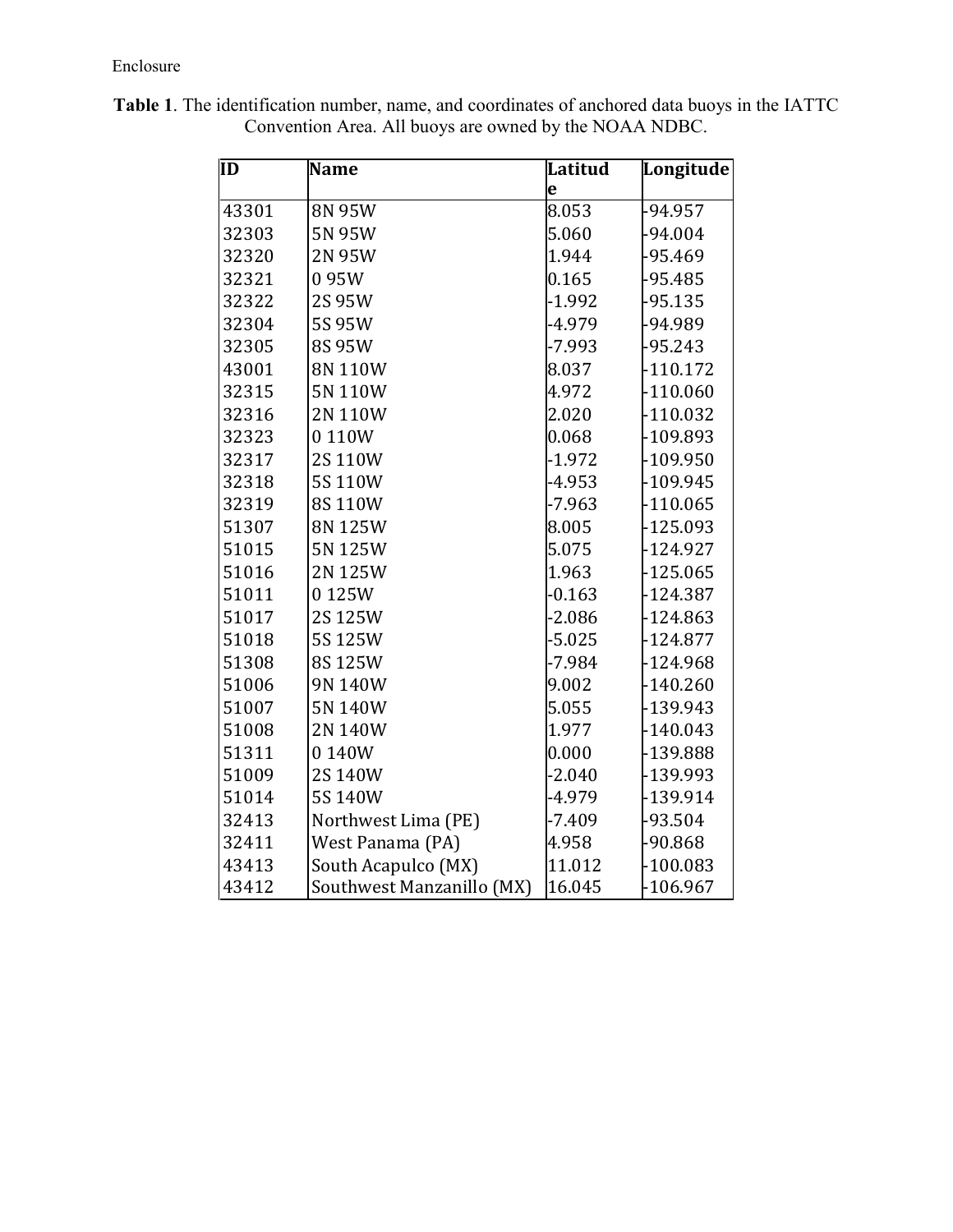Enclosure

**Table 1**. The identification number, name, and coordinates of anchored data buoys in the IATTC Convention Area. All buoys are owned by the NOAA NDBC.

| ID | Name | Latitude | Longitude |
|---|---|---|---|
| 43301 | 8N 95W | 8.053 | -94.957 |
| 32303 | 5N 95W | 5.060 | -94.004 |
| 32320 | 2N 95W | 1.944 | -95.469 |
| 32321 | 0 95W | 0.165 | -95.485 |
| 32322 | 2S 95W | -1.992 | -95.135 |
| 32304 | 5S 95W | -4.979 | -94.989 |
| 32305 | 8S 95W | -7.993 | -95.243 |
| 43001 | 8N 110W | 8.037 | -110.172 |
| 32315 | 5N 110W | 4.972 | -110.060 |
| 32316 | 2N 110W | 2.020 | -110.032 |
| 32323 | 0 110W | 0.068 | -109.893 |
| 32317 | 2S 110W | -1.972 | -109.950 |
| 32318 | 5S 110W | -4.953 | -109.945 |
| 32319 | 8S 110W | -7.963 | -110.065 |
| 51307 | 8N 125W | 8.005 | -125.093 |
| 51015 | 5N 125W | 5.075 | -124.927 |
| 51016 | 2N 125W | 1.963 | -125.065 |
| 51011 | 0 125W | -0.163 | -124.387 |
| 51017 | 2S 125W | -2.086 | -124.863 |
| 51018 | 5S 125W | -5.025 | -124.877 |
| 51308 | 8S 125W | -7.984 | -124.968 |
| 51006 | 9N 140W | 9.002 | -140.260 |
| 51007 | 5N 140W | 5.055 | -139.943 |
| 51008 | 2N 140W | 1.977 | -140.043 |
| 51311 | 0 140W | 0.000 | -139.888 |
| 51009 | 2S 140W | -2.040 | -139.993 |
| 51014 | 5S 140W | -4.979 | -139.914 |
| 32413 | Northwest Lima (PE) | -7.409 | -93.504 |
| 32411 | West Panama (PA) | 4.958 | -90.868 |
| 43413 | South Acapulco (MX) | 11.012 | -100.083 |
| 43412 | Southwest Manzanillo (MX) | 16.045 | -106.967 |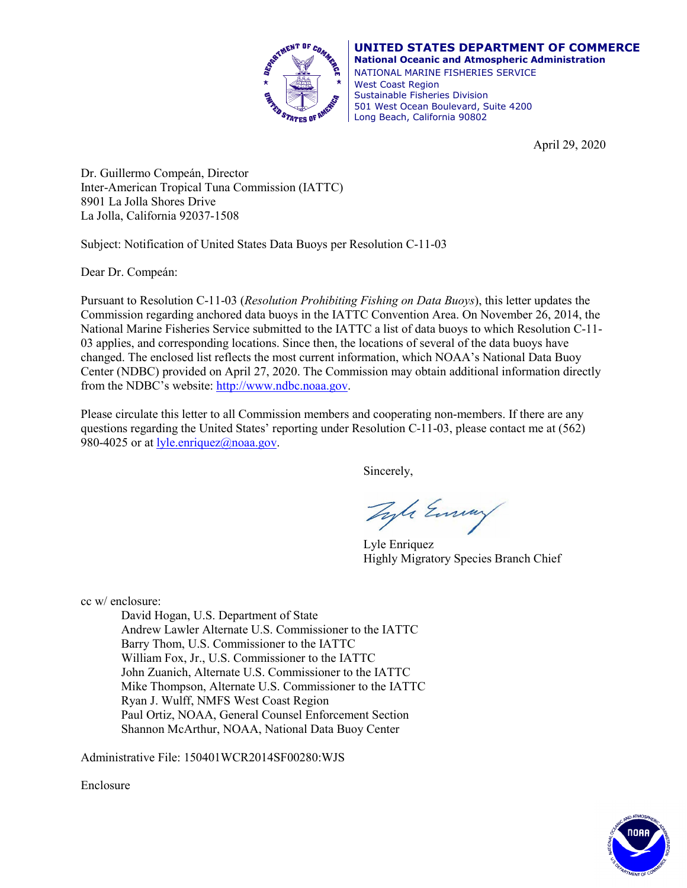**UNITED STATES DEPARTMENT OF COMMERCE**
**National Oceanic and Atmospheric Administration**
NATIONAL MARINE FISHERIES SERVICE
West Coast Region
Sustainable Fisheries Division
501 West Ocean Boulevard, Suite 4200
Long Beach, California 90802

April 29, 2020

Dr. Guillermo Compeán, Director
Inter-American Tropical Tuna Commission (IATTC)
8901 La Jolla Shores Drive
La Jolla, California 92037-1508

Subject: Notification of United States Data Buoys per Resolution C-11-03

Dear Dr. Compeán:

Pursuant to Resolution C-11-03 (*Resolution Prohibiting Fishing on Data Buoys*), this letter updates the Commission regarding anchored data buoys in the IATTC Convention Area. On November 26, 2014, the National Marine Fisheries Service submitted to the IATTC a list of data buoys to which Resolution C-11-03 applies, and corresponding locations. Since then, the locations of several of the data buoys have changed. The enclosed list reflects the most current information, which NOAA's National Data Buoy Center (NDBC) provided on April 27, 2020. The Commission may obtain additional information directly from the NDBC's website: http://www.ndbc.noaa.gov.

Please circulate this letter to all Commission members and cooperating non-members. If there are any questions regarding the United States' reporting under Resolution C-11-03, please contact me at (562) 980-4025 or at lyle.enriquez@noaa.gov.

Sincerely,

Lyle Enriquez
Highly Migratory Species Branch Chief

cc w/ enclosure:
David Hogan, U.S. Department of State
Andrew Lawler Alternate U.S. Commissioner to the IATTC
Barry Thom, U.S. Commissioner to the IATTC
William Fox, Jr., U.S. Commissioner to the IATTC
John Zuanich, Alternate U.S. Commissioner to the IATTC
Mike Thompson, Alternate U.S. Commissioner to the IATTC
Ryan J. Wulff, NMFS West Coast Region
Paul Ortiz, NOAA, General Counsel Enforcement Section
Shannon McArthur, NOAA, National Data Buoy Center

Administrative File: 150401WCR2014SF00280:WJS

Enclosure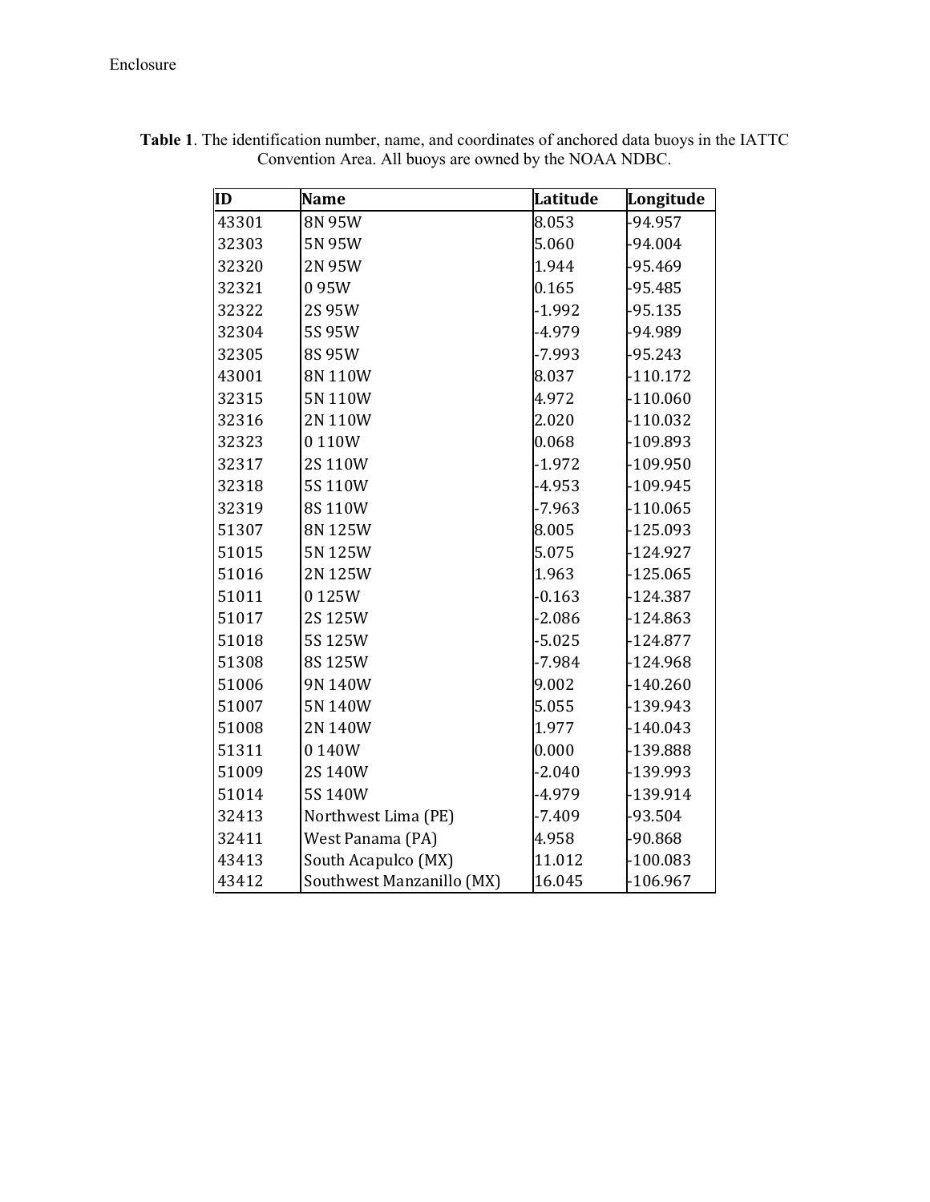Enclosure

**Table 1**. The identification number, name, and coordinates of anchored data buoys in the IATTC Convention Area. All buoys are owned by the NOAA NDBC.

| ID | Name | Latitude | Longitude |
|---|---|---|---|
| 43301 | 8N 95W | 8.053 | -94.957 |
| 32303 | 5N 95W | 5.060 | -94.004 |
| 32320 | 2N 95W | 1.944 | -95.469 |
| 32321 | 0 95W | 0.165 | -95.485 |
| 32322 | 2S 95W | -1.992 | -95.135 |
| 32304 | 5S 95W | -4.979 | -94.989 |
| 32305 | 8S 95W | -7.993 | -95.243 |
| 43001 | 8N 110W | 8.037 | -110.172 |
| 32315 | 5N 110W | 4.972 | -110.060 |
| 32316 | 2N 110W | 2.020 | -110.032 |
| 32323 | 0 110W | 0.068 | -109.893 |
| 32317 | 2S 110W | -1.972 | -109.950 |
| 32318 | 5S 110W | -4.953 | -109.945 |
| 32319 | 8S 110W | -7.963 | -110.065 |
| 51307 | 8N 125W | 8.005 | -125.093 |
| 51015 | 5N 125W | 5.075 | -124.927 |
| 51016 | 2N 125W | 1.963 | -125.065 |
| 51011 | 0 125W | -0.163 | -124.387 |
| 51017 | 2S 125W | -2.086 | -124.863 |
| 51018 | 5S 125W | -5.025 | -124.877 |
| 51308 | 8S 125W | -7.984 | -124.968 |
| 51006 | 9N 140W | 9.002 | -140.260 |
| 51007 | 5N 140W | 5.055 | -139.943 |
| 51008 | 2N 140W | 1.977 | -140.043 |
| 51311 | 0 140W | 0.000 | -139.888 |
| 51009 | 2S 140W | -2.040 | -139.993 |
| 51014 | 5S 140W | -4.979 | -139.914 |
| 32413 | Northwest Lima (PE) | -7.409 | -93.504 |
| 32411 | West Panama (PA) | 4.958 | -90.868 |
| 43413 | South Acapulco (MX) | 11.012 | -100.083 |
| 43412 | Southwest Manzanillo (MX) | 16.045 | -106.967 |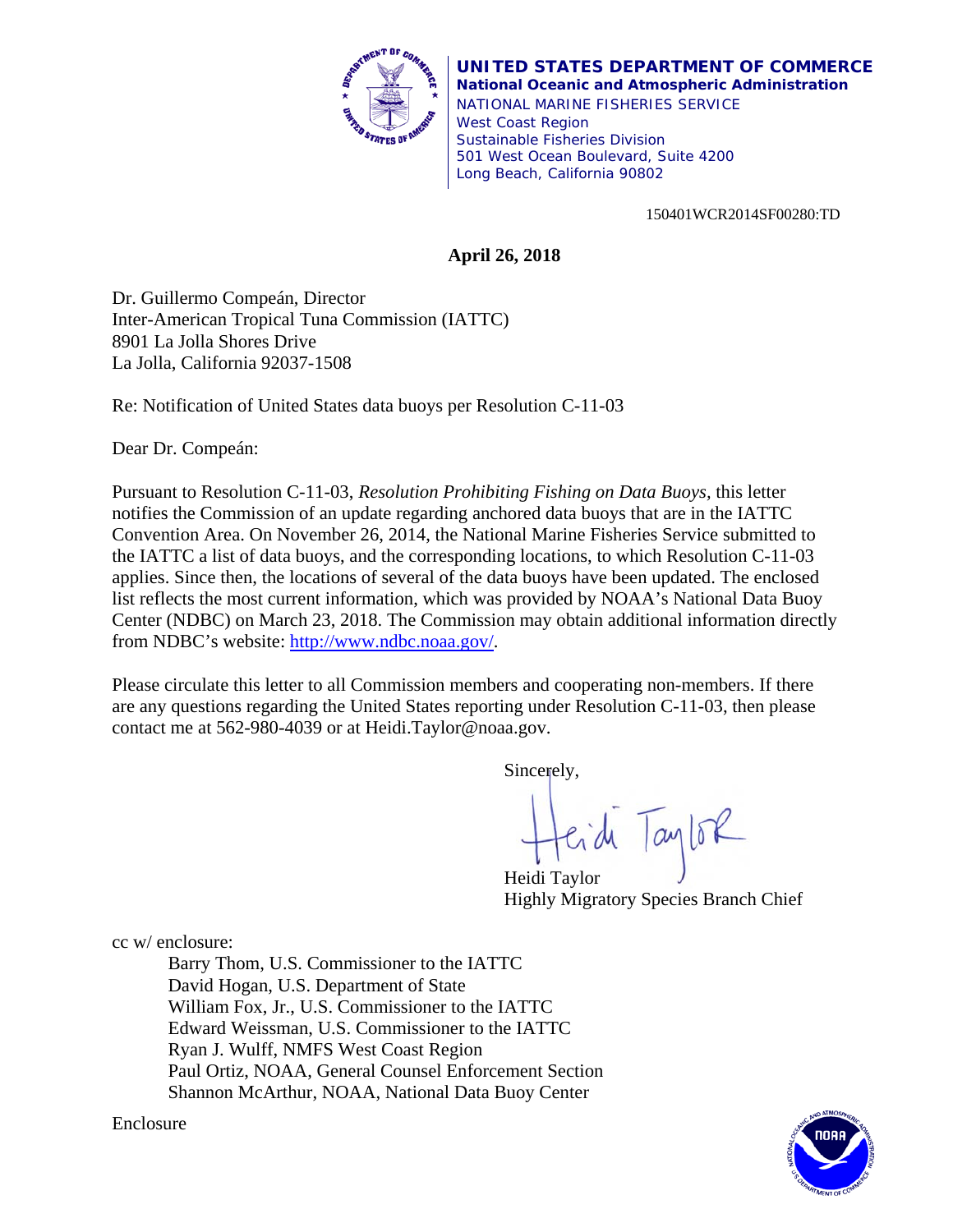**UNITED STATES DEPARTMENT OF COMMERCE**
**National Oceanic and Atmospheric Administration**
NATIONAL MARINE FISHERIES SERVICE
West Coast Region
Sustainable Fisheries Division
501 West Ocean Boulevard, Suite 4200
Long Beach, California 90802

150401WCR2014SF00280:TD

**April 26, 2018**

Dr. Guillermo Compeán, Director
Inter-American Tropical Tuna Commission (IATTC)
8901 La Jolla Shores Drive
La Jolla, California 92037-1508

Re: Notification of United States data buoys per Resolution C-11-03

Dear Dr. Compeán:

Pursuant to Resolution C-11-03, *Resolution Prohibiting Fishing on Data Buoys*, this letter notifies the Commission of an update regarding anchored data buoys that are in the IATTC Convention Area. On November 26, 2014, the National Marine Fisheries Service submitted to the IATTC a list of data buoys, and the corresponding locations, to which Resolution C-11-03 applies. Since then, the locations of several of the data buoys have been updated. The enclosed list reflects the most current information, which was provided by NOAA's National Data Buoy Center (NDBC) on March 23, 2018. The Commission may obtain additional information directly from NDBC's website: http://www.ndbc.noaa.gov/.

Please circulate this letter to all Commission members and cooperating non-members. If there are any questions regarding the United States reporting under Resolution C-11-03, then please contact me at 562-980-4039 or at Heidi.Taylor@noaa.gov.

Sincerely,

Heidi Taylor
Highly Migratory Species Branch Chief

cc w/ enclosure:
- Barry Thom, U.S. Commissioner to the IATTC
- David Hogan, U.S. Department of State
- William Fox, Jr., U.S. Commissioner to the IATTC
- Edward Weissman, U.S. Commissioner to the IATTC
- Ryan J. Wulff, NMFS West Coast Region
- Paul Ortiz, NOAA, General Counsel Enforcement Section
- Shannon McArthur, NOAA, National Data Buoy Center

Enclosure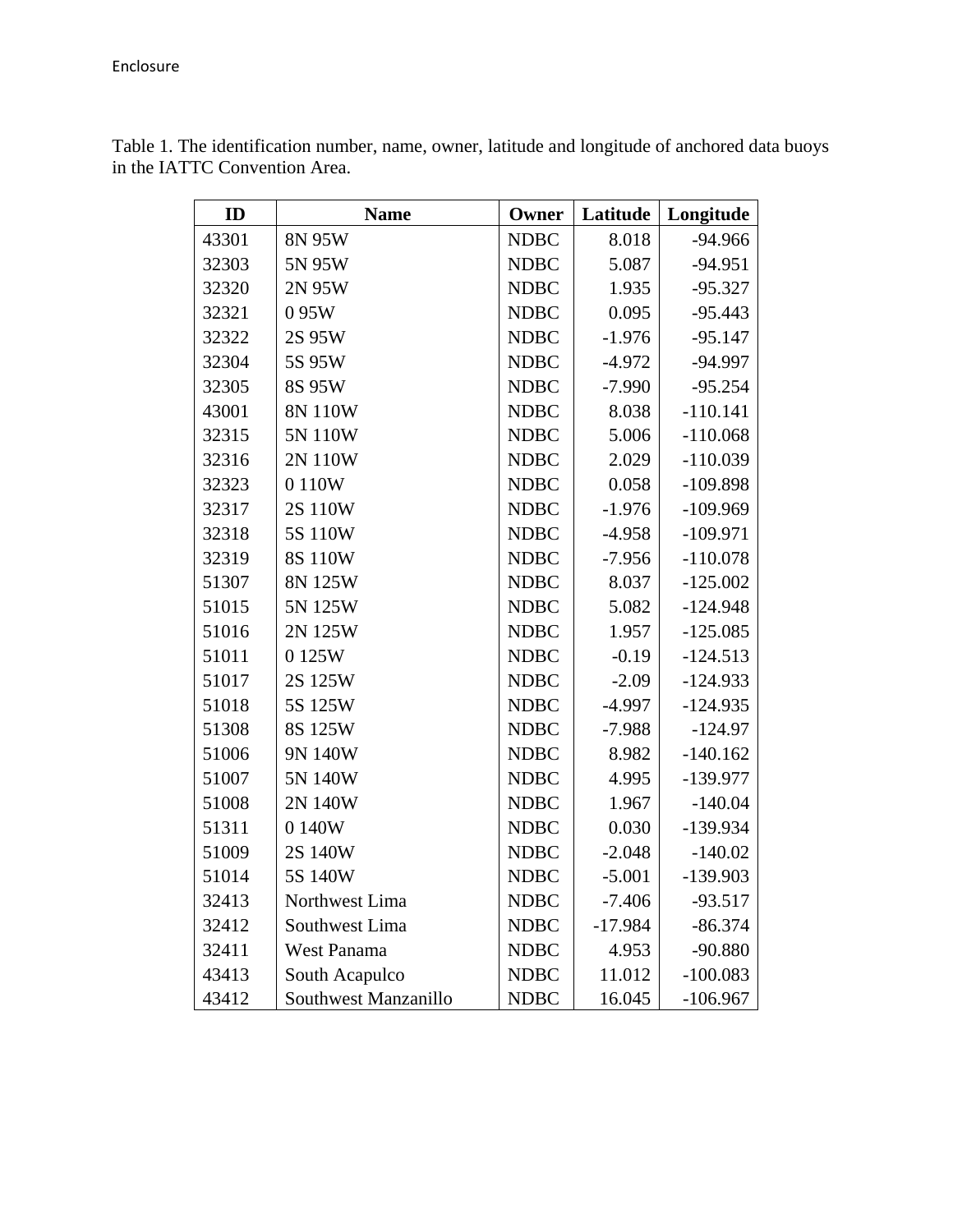Enclosure

Table 1. The identification number, name, owner, latitude and longitude of anchored data buoys in the IATTC Convention Area.

| ID | Name | Owner | Latitude | Longitude |
|---|---|---|---|---|
| 43301 | 8N 95W | NDBC | 8.018 | -94.966 |
| 32303 | 5N 95W | NDBC | 5.087 | -94.951 |
| 32320 | 2N 95W | NDBC | 1.935 | -95.327 |
| 32321 | 0 95W | NDBC | 0.095 | -95.443 |
| 32322 | 2S 95W | NDBC | -1.976 | -95.147 |
| 32304 | 5S 95W | NDBC | -4.972 | -94.997 |
| 32305 | 8S 95W | NDBC | -7.990 | -95.254 |
| 43001 | 8N 110W | NDBC | 8.038 | -110.141 |
| 32315 | 5N 110W | NDBC | 5.006 | -110.068 |
| 32316 | 2N 110W | NDBC | 2.029 | -110.039 |
| 32323 | 0 110W | NDBC | 0.058 | -109.898 |
| 32317 | 2S 110W | NDBC | -1.976 | -109.969 |
| 32318 | 5S 110W | NDBC | -4.958 | -109.971 |
| 32319 | 8S 110W | NDBC | -7.956 | -110.078 |
| 51307 | 8N 125W | NDBC | 8.037 | -125.002 |
| 51015 | 5N 125W | NDBC | 5.082 | -124.948 |
| 51016 | 2N 125W | NDBC | 1.957 | -125.085 |
| 51011 | 0 125W | NDBC | -0.19 | -124.513 |
| 51017 | 2S 125W | NDBC | -2.09 | -124.933 |
| 51018 | 5S 125W | NDBC | -4.997 | -124.935 |
| 51308 | 8S 125W | NDBC | -7.988 | -124.97 |
| 51006 | 9N 140W | NDBC | 8.982 | -140.162 |
| 51007 | 5N 140W | NDBC | 4.995 | -139.977 |
| 51008 | 2N 140W | NDBC | 1.967 | -140.04 |
| 51311 | 0 140W | NDBC | 0.030 | -139.934 |
| 51009 | 2S 140W | NDBC | -2.048 | -140.02 |
| 51014 | 5S 140W | NDBC | -5.001 | -139.903 |
| 32413 | Northwest Lima | NDBC | -7.406 | -93.517 |
| 32412 | Southwest Lima | NDBC | -17.984 | -86.374 |
| 32411 | West Panama | NDBC | 4.953 | -90.880 |
| 43413 | South Acapulco | NDBC | 11.012 | -100.083 |
| 43412 | Southwest Manzanillo | NDBC | 16.045 | -106.967 |